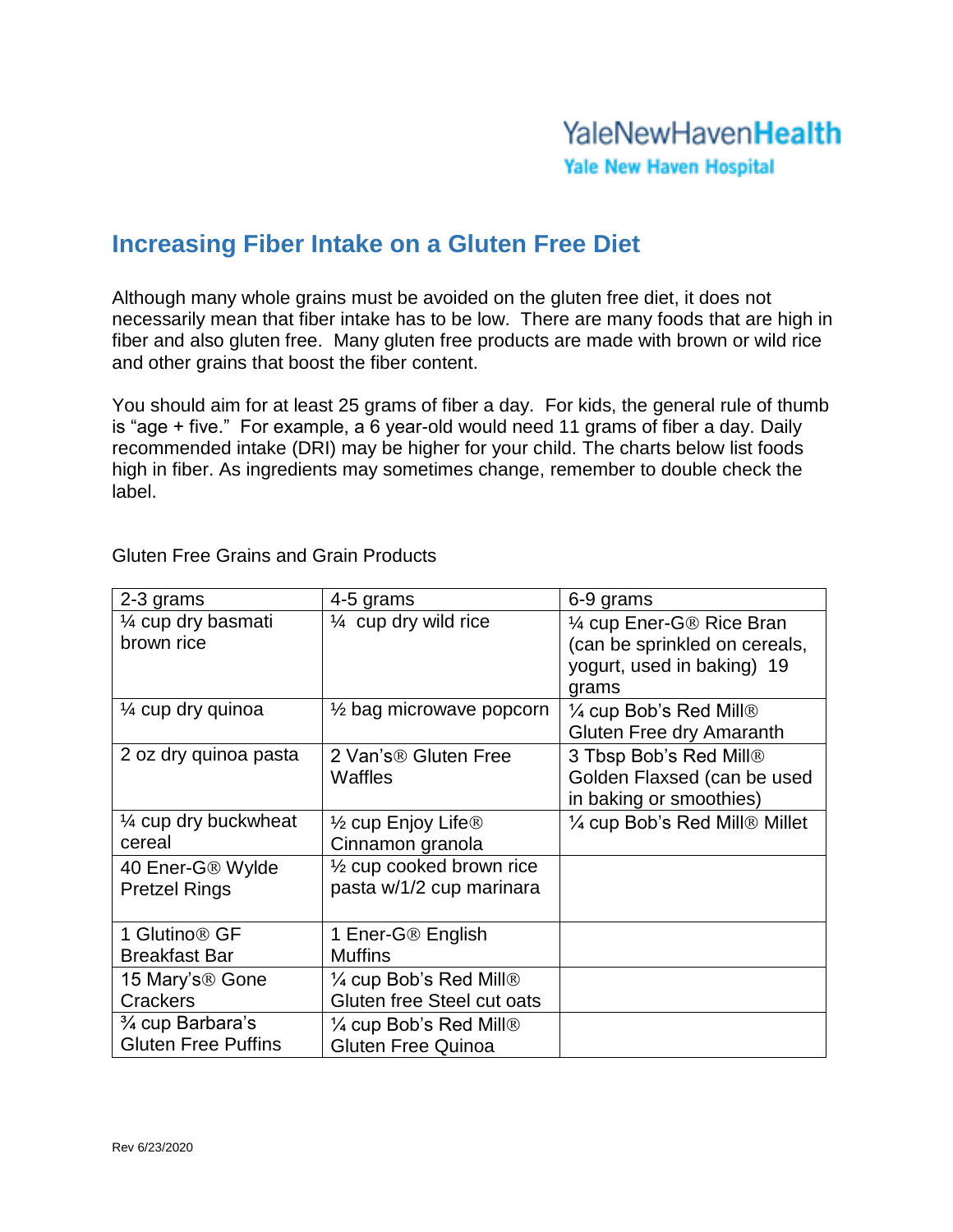YaleNewHavenHealth
Yale New Haven Hospital

# Increasing Fiber Intake on a Gluten Free Diet

Although many whole grains must be avoided on the gluten free diet, it does not necessarily mean that fiber intake has to be low. There are many foods that are high in fiber and also gluten free. Many gluten free products are made with brown or wild rice and other grains that boost the fiber content.

You should aim for at least 25 grams of fiber a day. For kids, the general rule of thumb is "age + five." For example, a 6 year-old would need 11 grams of fiber a day. Daily recommended intake (DRI) may be higher for your child. The charts below list foods high in fiber. As ingredients may sometimes change, remember to double check the label.

Gluten Free Grains and Grain Products

| 2-3 grams | 4-5 grams | 6-9 grams |
|---|---|---|
| ¼ cup dry basmati brown rice | ¼ cup dry wild rice | ¼ cup Ener-G® Rice Bran (can be sprinkled on cereals, yogurt, used in baking) 19 grams |
| ¼ cup dry quinoa | ½ bag microwave popcorn | ¼ cup Bob's Red Mill® Gluten Free dry Amaranth |
| 2 oz dry quinoa pasta | 2 Van's® Gluten Free Waffles | 3 Tbsp Bob's Red Mill® Golden Flaxsed (can be used in baking or smoothies) |
| ¼ cup dry buckwheat cereal | ½ cup Enjoy Life® Cinnamon granola | ¼ cup Bob's Red Mill® Millet |
| 40 Ener-G® Wylde Pretzel Rings | ½ cup cooked brown rice pasta w/1/2 cup marinara | |
| 1 Glutino® GF Breakfast Bar | 1 Ener-G® English Muffins | |
| 15 Mary's® Gone Crackers | ¼ cup Bob's Red Mill® Gluten free Steel cut oats | |
| ¾ cup Barbara's Gluten Free Puffins | ¼ cup Bob's Red Mill® Gluten Free Quinoa | |

Rev 6/23/2020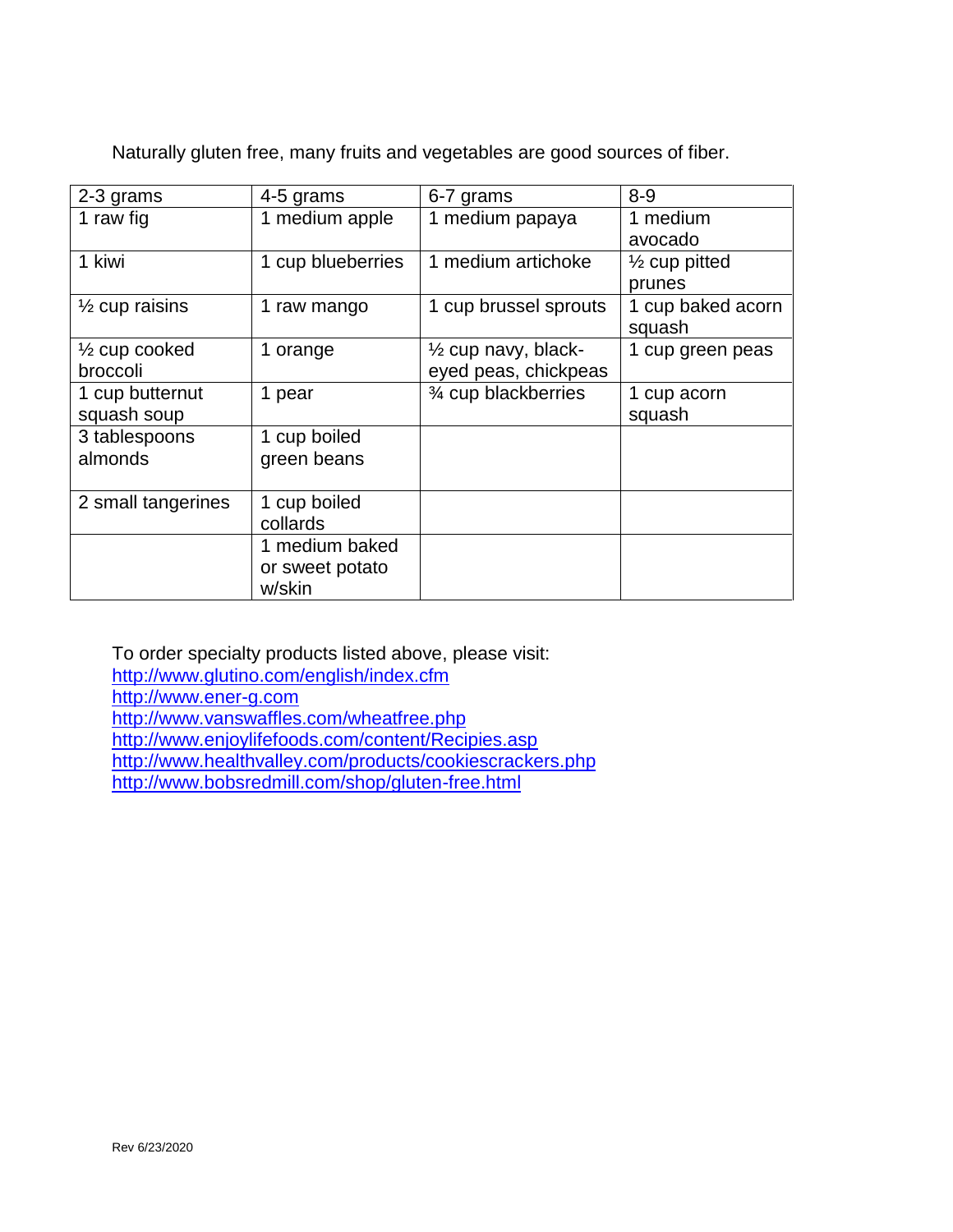Naturally gluten free, many fruits and vegetables are good sources of fiber.

| 2-3 grams | 4-5 grams | 6-7 grams | 8-9 |
|---|---|---|---|
| 1 raw fig | 1 medium apple | 1 medium papaya | 1 medium avocado |
| 1 kiwi | 1 cup blueberries | 1 medium artichoke | ½ cup pitted prunes |
| ½ cup raisins | 1 raw mango | 1 cup brussel sprouts | 1 cup baked acorn squash |
| ½ cup cooked broccoli | 1 orange | ½ cup navy, black-eyed peas, chickpeas | 1 cup green peas |
| 1 cup butternut squash soup | 1 pear | ¾ cup blackberries | 1 cup acorn squash |
| 3 tablespoons almonds | 1 cup boiled green beans | | |
| 2 small tangerines | 1 cup boiled collards | | |
| | 1 medium baked or sweet potato w/skin | | |

To order specialty products listed above, please visit:
http://www.glutino.com/english/index.cfm
http://www.ener-g.com
http://www.vanswaffles.com/wheatfree.php
http://www.enjoylifefoods.com/content/Recipies.asp
http://www.healthvalley.com/products/cookiescrackers.php
http://www.bobsredmill.com/shop/gluten-free.html

Rev 6/23/2020